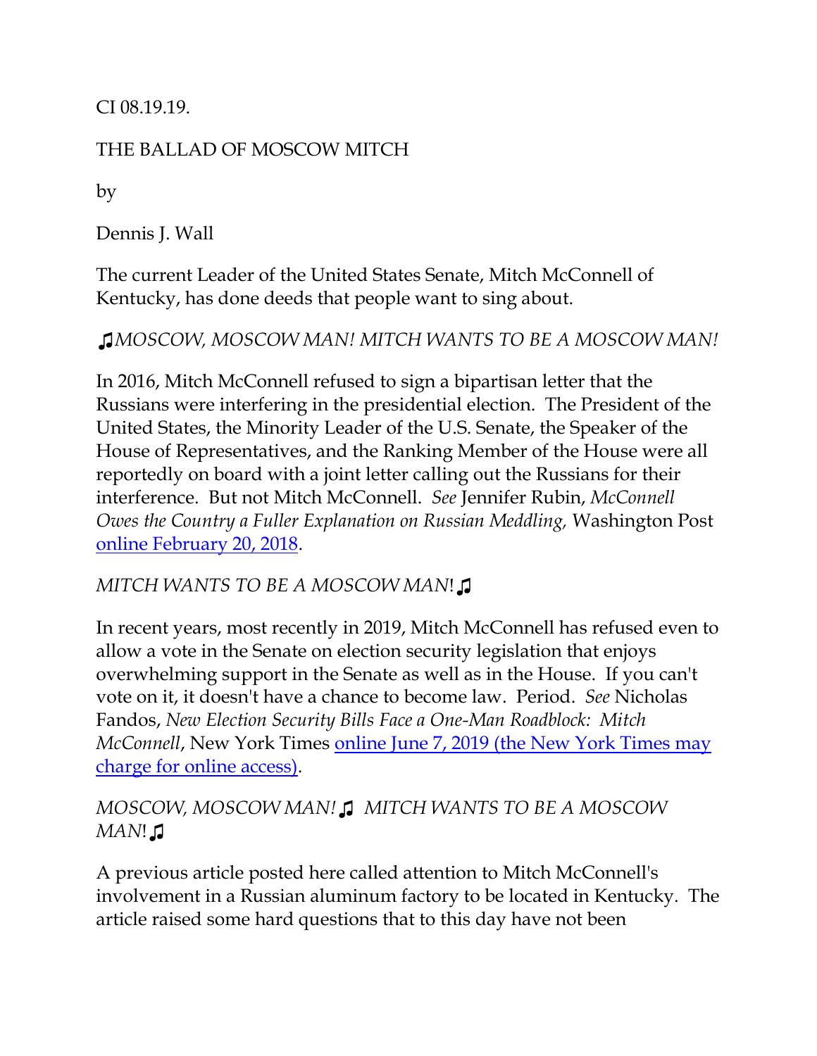CI 08.19.19.

THE BALLAD OF MOSCOW MITCH

by

Dennis J. Wall

The current Leader of the United States Senate, Mitch McConnell of Kentucky, has done deeds that people want to sing about.

♫*MOSCOW, MOSCOW MAN! MITCH WANTS TO BE A MOSCOW MAN!*

In 2016, Mitch McConnell refused to sign a bipartisan letter that the Russians were interfering in the presidential election. The President of the United States, the Minority Leader of the U.S. Senate, the Speaker of the House of Representatives, and the Ranking Member of the House were all reportedly on board with a joint letter calling out the Russians for their interference. But not Mitch McConnell. *See* Jennifer Rubin, *McConnell Owes the Country a Fuller Explanation on Russian Meddling,* Washington Post online February 20, 2018.

*MITCH WANTS TO BE A MOSCOW MAN*!♫

In recent years, most recently in 2019, Mitch McConnell has refused even to allow a vote in the Senate on election security legislation that enjoys overwhelming support in the Senate as well as in the House. If you can't vote on it, it doesn't have a chance to become law. Period. *See* Nicholas Fandos, *New Election Security Bills Face a One-Man Roadblock: Mitch McConnell*, New York Times online June 7, 2019 (the New York Times may charge for online access).

*MOSCOW, MOSCOW MAN!*♫ *MITCH WANTS TO BE A MOSCOW MAN*!♫

A previous article posted here called attention to Mitch McConnell's involvement in a Russian aluminum factory to be located in Kentucky. The article raised some hard questions that to this day have not been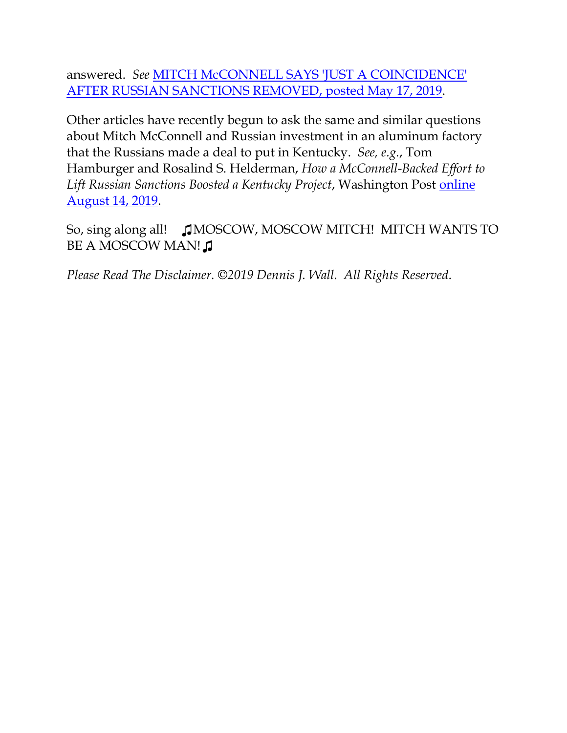answered. *See* MITCH McCONNELL SAYS 'JUST A COINCIDENCE' AFTER RUSSIAN SANCTIONS REMOVED, posted May 17, 2019.

Other articles have recently begun to ask the same and similar questions about Mitch McConnell and Russian investment in an aluminum factory that the Russians made a deal to put in Kentucky. *See, e.g.*, Tom Hamburger and Rosalind S. Helderman, *How a McConnell-Backed Effort to Lift Russian Sanctions Boosted a Kentucky Project*, Washington Post online August 14, 2019.

So, sing along all! ♫MOSCOW, MOSCOW MITCH! MITCH WANTS TO BE A MOSCOW MAN!♫

*Please Read The Disclaimer. ©2019 Dennis J. Wall. All Rights Reserved.*